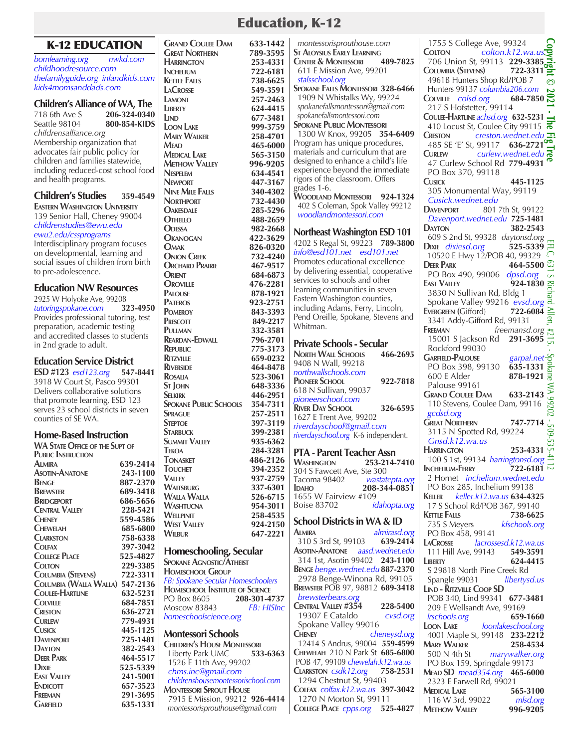# Education, K-12

## K-12 EDUCATION

bornlearning.org nwkd.com
childhoodresource.com
thefamilyguide.org inlandkids.com
kids4momsanddads.com

### Children's Alliance of WA, The

718 6th Ave S **206-324-0340**
Seattle 98104 **800-854-KIDS**
childrensalliance.org
Membership organization that advocates fair public policy for children and families statewide, including reduced-cost school food and health programs.

### Children's Studies **359-4549**

**Eastern Washington University**
139 Senior Hall, Cheney 99004
childrenstudies@ewu.edu
ewu2.edu/cssprograms
Interdisciplinary program focuses on developmental, learning and social issues of children from birth to pre-adolescence.

### Education NW Resources

2925 W Holyoke Ave, 99208
tutoringspokane.com **323-4950**
Provides professional tutoring, test preparation, academic testing and accredited classes to students in 2nd grade to adult.

### Education Service District

**ESD #123** esd123.org **547-8441**
3918 W Court St, Pasco 99301
Delivers collaborative solutions that promote learning, ESD 123 serves 23 school districts in seven counties of SE WA.

### Home-Based Instruction

**WA State Office of the Supt of Public Instruction**

| District | Phone |
|---|---|
| Almira | 639-2414 |
| Asotin-Anatone | 243-1100 |
| Benge | 887-2370 |
| Brewster | 689-3418 |
| Bridgeport | 686-5656 |
| Central Valley | 228-5421 |
| Cheney | 559-4586 |
| Chewelah | 685-6800 |
| Clarkston | 758-6338 |
| Colfax | 397-3042 |
| College Place | 525-4827 |
| Colton | 229-3385 |
| Columbia (Stevens) | 722-3311 |
| Columbia (Walla Walla) | 547-2136 |
| Coulee-Hartline | 632-5231 |
| Colville | 684-7851 |
| Creston | 636-2721 |
| Curlew | 779-4931 |
| Cusick | 445-1125 |
| Davenport | 725-1481 |
| Dayton | 382-2543 |
| Deer Park | 464-5517 |
| Dixie | 525-5339 |
| East Valley | 241-5001 |
| Endicott | 657-3523 |
| Freeman | 291-3695 |
| Garfield | 635-1331 |
| Grand Coulee Dam | 633-1442 |
| Great Northern | 789-3595 |
| Harrington | 253-4331 |
| Inchelium | 722-6181 |
| Kettle Falls | 738-6625 |
| LaCrosse | 549-3591 |
| Lamont | 257-2463 |
| Liberty | 624-4415 |
| Lind | 677-3481 |
| Loon Lake | 999-3759 |
| Mary Walker | 258-4701 |
| Mead | 465-6000 |
| Medical Lake | 565-3150 |
| Methow Valley | 996-9205 |
| Nespelem | 634-4541 |
| Newport | 447-3167 |
| Nine Mile Falls | 340-4302 |
| Northport | 732-4430 |
| Oakesdale | 285-5296 |
| Othello | 488-2659 |
| Odessa | 982-2668 |
| Okanogan | 422-3629 |
| Omak | 826-0320 |
| Onion Creek | 732-4240 |
| Orchard Prairie | 467-9517 |
| Orient | 684-6873 |
| Oroville | 476-2281 |
| Palouse | 878-1921 |
| Pateros | 923-2751 |
| Pomeroy | 843-3393 |
| Prescott | 849-2217 |
| Pullman | 332-3581 |
| Reardan-Edwall | 796-2701 |
| Republic | 775-3173 |
| Ritzville | 659-0232 |
| Riverside | 464-8478 |
| Rosalia | 523-3061 |
| St John | 648-3336 |
| Selkirk | 446-2951 |
| Spokane Public Schools | 354-7311 |
| Sprague | 257-2511 |
| Steptoe | 397-3119 |
| Starbuck | 399-2381 |
| Summit Valley | 935-6362 |
| Tekoa | 284-3281 |
| Tonasket | 486-2126 |
| Touchet | 394-2352 |
| Valley | 937-2759 |
| Waitsburg | 337-6301 |
| Walla Walla | 526-6715 |
| Washtucna | 954-3011 |
| Wellpinit | 258-4535 |
| West Valley | 924-2150 |
| Wilbur | 647-2221 |

### Homeschooling, Secular

**Spokane Agnostic/Atheist Homeschool Group**
FB: Spokane Secular Homeschoolers

**Homeschool Institute of Science**
PO Box 8605 **208-301-4737**
Moscow 83843 FB: HISInc
homeschoolscience.org

### Montessori Schools

**Children's House Montessori**
Liberty Park UMC **533-6363**
1526 E 11th Ave, 99202
chms.inc@gmail.com
childrenshousemontessorischool.com

**Montessori Sprout House**
7915 E Mission, 99212 **926-4414**
montessorisprouthouse@gmail.com
montessorisprouthouse.com

**St Aloysius Early Learning Center & Montessori** **489-7825**
611 E Mission Ave, 99201
stalsschool.org

**Spokane Falls Montessori** **328-6466**
1909 N Whistalks Wy, 99224
spokanefallsmontessori@gmail.com
spokanefallsmontessori.com

**Spokane Public Montessori**
1300 W Knox, 99205 **354-6409**
Program has unique procedures, materials and curriculum that are designed to enhance a child's life experience beyond the immediate rigors of the classroom. Offers grades 1-6.

**Woodland Montessori** **924-1324**
402 S Coleman, Spok Valley 99212
woodlandmontessori.com

### Northeast Washington ESD 101

4202 S Regal St, 99223 **789-3800**
info@esd101.net esd101.net
Promotes educational excellence by delivering essential, cooperative services to schools and other learning communities in seven Eastern Washington counties, including Adams, Ferry, Lincoln, Pend Oreille, Spokane, Stevens and Whitman.

### Private Schools - Secular

**North Wall Schools** **466-2695**
9408 N Wall, 99218
northwallschools.com

**Pioneer School** **922-7818**
618 N Sullivan, 99037
pioneerschool.com

**River Day School** **326-6595**
1627 E Trent Ave, 99202
riverdayschool@gmail.com
riverdayschool.org K-6 independent.

### PTA - Parent Teacher Assn

**Washington** **253-214-7410**
304 S Fawcett Ave, Ste 300
Tacoma 98402 wastatepta.org

**Idaho** **208-344-0851**
1655 W Fairview #109
Boise 83702 idahopta.org

### School Districts in WA & ID

**Almira** almirasd.org
310 S 3rd St, 99103 **639-2414**

**Asotin-Anatone** aasd.wednet.edu
314 1st, Asotin 99402 **243-1100**

**Benge** benge.wednet.edu **887-2370**
2978 Benge-Winona Rd, 99105

**Brewster** POB 97, 98812 **689-3418**
brewsterbears.org

**Central Valley #354** **228-5400**
19307 E Cataldo cvsd.org
Spokane Valley 99016

**Cheney** cheneysd.org
12414 S Andrus, 99004 **559-4599**

**Chewelah** 210 N Park St **685-6800**
POB 47, 99109 chewelah.k12.wa.us

**Clarkston** csdk12.org **758-2531**
1294 Chestnut St, 99403

**Colfax** colfax.k12.wa.us **397-3042**
1270 N Morton St, 99111

**College Place** cpps.org **525-4827**
1755 S College Ave, 99324

**Colton** colton.k12.wa.us
706 Union St, 99113 **229-3385**

**Columbia (Stevens)** **722-3311**
4961B Hunters Shop Rd/POB 7
Hunters 99137 columbia206.com

**Colville** colsd.org **684-7850**
217 S Hofstetter, 99114

**Coulee-Hartline** achsd.org **632-5231**
410 Locust St, Coulee City 99115

**Creston** creston.wednet.edu
485 SE 'E' St, 99117 **636-2721**

**Curlew** curlew.wednet.edu
47 Curlew School Rd **779-4931**
PO Box 370, 99118

**Cusick** **445-1125**
305 Monumental Way, 99119
Cusick.wednet.edu

**Davenport** 801 7th St, 99122
Davenport.wednet.edu **725-1481**

**Dayton** **382-2543**
609 S 2nd St, 99328 daytonsd.org

**Dixie** dixiesd.org **525-5339**
10520 E Hwy 12/POB 40, 99329

**Deer Park** **464-5500**
PO Box 490, 99006 dpsd.org

**East Valley** **924-1830**
3830 N Sullivan Rd, Bldg 1
Spokane Valley 99216 evsd.org

**Evergreen** (Gifford) **722-6084**
3341 Addy-Gifford Rd, 99131

**Freeman** freemansd.org
15001 S Jackson Rd **291-3695**
Rockford 99030

**Garfield-Palouse** garpal.net
PO Box 398, 99130 **635-1331**
600 E Alder **878-1921**
Palouse 99161

**Grand Coulee Dam** **633-2143**
110 Stevens, Coulee Dam, 99116
gcdsd.org

**Great Northern** **747-7714**
3115 N Spotted Rd, 99224
Gnsd.k12.wa.us

**Harrington** **253-4331**
100 S 1st, 99134 harringtonsd.org

**Inchelium-Ferry** **722-6181**
2 Hornet inchelium.wednet.edu
PO Box 285, Inchelium 99138

**Keller** keller.k12.wa.us **634-4325**
17 S School Rd/POB 367, 99140

**Kettle Falls** **738-6625**
735 S Meyers kfschools.org
PO Box 458, 99141

**LaCrosse** lacrossesd.k12.wa.us
111 Hill Ave, 99143 **549-3591**

**Liberty** **624-4415**
S 29818 North Pine Creek Rd
Spangle 99031 libertysd.us

**Lind - Ritzville Coop SD**
POB 340, Lind 99341 **677-3481**
209 E Wellsandt Ave, 99169
lrschools.org **659-1660**

**Loon Lake** loonlakeschool.org
4001 Maple St, 99148 **233-2212**

**Mary Walker** **258-4534**
500 N 4th St marywalker.org
PO Box 159, Springdale 99173

**Mead SD** mead354.org **465-6000**
2323 E Farwell Rd, 99021

**Medical Lake** **565-3100**
116 W 3rd, 99022 mlsd.org

**Methow Valley** **996-9205**

Copyright © 2021 - The Fig Tree

EFLC, 631 S Richard Allen, #215 - Spokane WA 99202 - 509-535-4112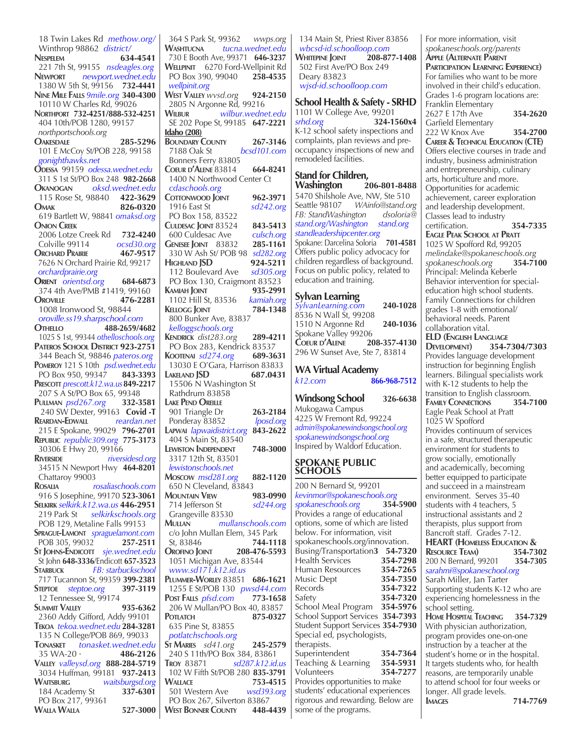18 Twin Lakes Rd *methow.org/*
Winthrop 98862 *district/*

**Nespelem** **634-4541**
221 7th St, 99155 *nsdeagles.org*

**Newport** *newport.wednet.edu*
1380 W 5th St, 99156 **732-4441**

**Nine Mile Falls** *9mile.org* **340-4300**
10110 W Charles Rd, 99026

**Northport** **732-4251/888-532-4251**
404 10th/POB 1280, 99157
*northportschools.org*

**Oakesdale** **285-5296**
101 E McCoy St/POB 228, 99158
*gonighthawks.net*

**Odessa** 99159 *odessa.wednet.edu*
311 S 1st St/PO Box 248 **982-2668**

**Okanogan** *oksd.wednet.edu*
115 Rose St, 98840 **422-3629**

**Omak** **826-0320**
619 Bartlett W, 98841 *omaksd.org*

**Onion Creek**
2006 Lotze Creek Rd **732-4240**
Colville 99114 *ocsd30.org*

**Orchard Prairie** **467-9517**
7626 N Orchard Prairie Rd, 99217
*orchardprairie.org*

**Orient** *orientsd.org* **684-6873**
374 4th Ave/PMB #1419, 99160

**Oroville** **476-2281**
1008 Ironwood St, 98844
*oroville.ss19.sharpschool.com*

**Othello** **488-2659/4682**
1025 S 1st, 99344 *othelloschools.org*

**Pateros School District 923-2751**
344 Beach St, 98846 *pateros.org*

**Pomeroy** 121 S 10th *psd.wednet.edu*
PO Box 950, 99347 **843-3393**

**Prescott** *prescott.k12.wa.us* **849-2217**
207 S A St/PO Box 65, 99348

**Pullman** *psd267.org* **332-3581**
240 SW Dexter, 99163 **Covid -T**

**Reardan-Edwall** *reardan.net*
215 E Spokane, 99029 **796-2701**

**Republic** *republic309.org* **775-3173**
30306 E Hwy 20, 99166

**Riverside** *riversidesd.org*
34515 N Newport Hwy **464-8201**
Chattaroy 99003

**Rosalia** *rosaliaschools.com*
916 S Josephine, 99170 **523-3061**

**Selkirk** *selkirk.k12.wa.us* **446-2951**
219 Park St *selkirkschools.org*
POB 129, Metaline Falls 99153

**Sprague-Lamont** *spraguelamont.com*
POB 305, 99032 **257-2511**

**St Johns-Endicott** *sje.wednet.edu*
St John **648-3336**/Endicott **657-3523**

**Starbuck** *FB: starbuckschool*
717 Tucannon St, 99359 **399-2381**

**Steptoe** *steptoe.org* **397-3119**
12 Tennessee St, 99174

**Summit Valley** **935-6362**
2360 Addy Gifford, Addy 99101

**Tekoa** *tekoa.wednet.edu* **284-3281**
135 N College/POB 869, 99033

**Tonasket** *tonasket.wednet.edu*
35 WA-20 · **486-2126**

**Valley** *valleysd.org* **888-284-5719**
3034 Huffman, 99181 **937-2413**

**Waitsburg** *waitsburgsd.org*
184 Academy St **337-6301**
PO Box 217, 99361

**Walla Walla** **527-3000**
364 S Park St, 99362 *wwps.org*

**Washtucna** *tucna.wednet.edu*
730 E Booth Ave, 99371 **646-3237**

**Wellpinit** 6270 Ford-Wellpinit Rd
PO Box 390, 99040 **258-4535**
*wellpinit.org*

**West Valley** *wvsd.org* **924-2150**
2805 N Argonne Rd, 99216

**Wilbur** *wilbur.wednet.edu*
SE 202 Pope St, 99185 **647-2221**

**Idaho (208)**

**Boundary County** **267-3146**
7188 Oak St *bcsd101.com*
Bonners Ferry 83805

**Coeur d'Alene** 83814 **664-8241**
1400 N Northwood Center Ct
*cdaschools.org*

**Cottonwood Joint** **962-3971**
1916 East St *sd242.org*
PO Box 158, 83522

**Culdesac Joint** 83524 **843-5413**
600 Culdesac Ave *culsch.org*

**Genesee Joint** 83832 **285-1161**
330 W Ash St/ POB 98 *sd282.org*

**Highland JSD** **924-5211**
112 Boulevard Ave *sd305.org*
PO Box 130, Craigmont 83523

**Kamiah Joint** **935-2991**
1102 Hill St, 83536 *kamiah.org*

**Kellogg Joint** **784-1348**
800 Bunker Ave, 83837
*kelloggschools.org*

**Kendrick** *dist283.org* **289-4211**
PO Box 283, Kendrick 83537

**Kootenai** *sd274.org* **689-3631**
13030 E O'Gara, Harrison 83833

**Lakeland JSD** **687.0431**
15506 N Washington St
Rathdrum 83858

**Lake Pend Oreille**
901 Triangle Dr **263-2184**
Ponderay 83852 *lposd.org*

**Lapwai** *lapwaidistrict.org* **843-2622**
404 S Main St, 83540

**Lewiston Independent** **748-3000**
3317 12th St, 83501
*lewistonschools.net*

**Moscow** *msd281.org* **882-1120**
650 N Cleveland, 83843

**Mountain View** **983-0990**
714 Jefferson St *sd244.org*
Grangeville 83530

**Mullan** *mullanschools.com*
c/o John Mullan Elem, 345 Park
St, 83846 **744-1118**

**Orofino Joint** **208-476-5593**
1051 Michigan Ave, 83544
*www.sd171.k12.id.us*

**Plummer-Worley** 83851 **686-1621**
1255 E St/POB 130 *pwsd44.com*

**Post Falls** *pfsd.com* **773-1658**
206 W Mullan/PO Box 40, 83857

**Potlatch** **875-0327**
635 Pine St, 83855
*potlatchschools.org*

**St Maries** *sd41.org* **245-2579**
240 S 11th/PO Box 384, 83861

**Troy** 83871 *sd287.k12.id.us*
102 W Fifth St/POB 280 **835-3791**

**Wallace** **753-4515**
501 Western Ave *wsd393.org*
PO Box 267, Silverton 83867

**West Bonner County** **448-4439**
134 Main St, Priest River 83856
*wbcsd-id.schoolloop.com*

**Whitepine Joint** **208-877-1408**
502 First Ave/PO Box 249
Deary 83823
*wjsd-id.schoolloop.com*

## School Health & Safety - SRHD

1101 W College Ave, 99201
*srhd.org* **324-1560x4**
K-12 school safety inspections and complaints, plan reviews and pre-occupancy inspections of new and remodeled facilities.

## Stand for Children, Washington **206-801-8488**

5470 Shilshole Ave, NW, Ste 510
Seattle 98107 *WAinfo@stand.org*
*FB: StandWashington* *dsoloria@stand.org/Washington* *stand.org*
*standleadershipcenter.org*
Spokane: Darcelina Soloria **701-4581**
Offers public policy advocacy for children regardless of background. Focus on public policy, related to education and training.

## Sylvan Learning

*SylvanLearning.com* **240-1028**
8536 N Wall St, 99208
1510 N Argonne Rd **240-1036**
Spokane Valley 99206
**Coeur d'Alene** **208-357-4130**
296 W Sunset Ave, Ste 7, 83814

## WA Virtual Academy

*k12.com* **866-968-7512**

## Windsong School **326-6638**

Mukogawa Campus
4225 W Fremont Rd, 99224
*admin@spokanewindsongschool.org*
*spokanewindsongschool.org*
Inspired by Waldorf Education.

## SPOKANE PUBLIC SCHOOLS

200 N Bernard St, 99201
*kevinmor@spokaneschools.org*
*spokaneschools.org* **354-5900**
Provides a range of educational options, some of which are listed below. For information, visit spokaneschools.org/innovation.

Busing/Transportation **354-7320**
Health Services **354-7298**
Human Resources **354-7265**
Music Dept **354-7350**
Records **354-7322**
Safety **354-7320**
School Meal Program **354-5976**
School Support Services **354-7393**
Student Support Services **354-7930**
Special ed, psychologists, therapists.
Superintendent **354-7364**
Teaching & Learning **354-5931**
Volunteers **354-7277**

Provides opportunities to make students' educational experiences rigorous and rewarding. Below are some of the programs.

For more information, visit *spokaneschools.org/parents*

**Apple (Alternate Parent Participation Learning Experience)**
For families who want to be more involved in their child's education. Grades 1-6 program locations are:
Franklin Elementary
2627 E 17th Ave **354-2620**
Garfield Elementary
222 W Knox Ave **354-2700**

**Career & Technical Education (CTE)**
Offers elective courses in trade and industry, business administration and entrepreneurship, culinary arts, horticulture and more. Opportunities for academic achievement, career exploration and leadership development. Classes lead to industry certification. **354-7335**

**Eagle Peak School at Pratt**
1025 W Spofford Rd, 99205
*melindake@spokaneschools.org*
*spokaneschools.org* **354-7100**
Principal: Melinda Keberle
Behavior intervention for special-education high school students. Family Connections for children grades 1-8 with emotional/behavioral needs. Parent collaboration vital.

**ELD (English Language Development)** **354-7304/7303**
Provides language development instruction for beginning English learners. Bilingual specialists work with K-12 students to help the transition to English classroom.

**Family Connections** **354-7100**
Eagle Peak School at Pratt
1025 W Spofford
Provides continuum of services in a safe, structured therapeutic environment for students to grow socially, emotionally and academically, becoming better equipped to participate and succeed in a mainstream environment. Serves 35-40 students with 4 teachers, 5 instructional assistants and 2 therapists, plus support from Bancroft staff. Grades 7-12.

**HEART (Homeless Education & Resource Team)** **354-7302**
200 N Bernard, 99201 **354-7305**
*sarahmi@spokaneschool.org*
Sarah Miller, Jan Tarter
Supporting students K-12 who are experiencing homelessness in the school setting.

**Home Hospital Teaching** **354-7329**
With physician authorization, program provides one-on-one instruction by a teacher at the student's home or in the hospital. It targets students who, for health reasons, are temporarily unable to attend school for four weeks or longer. All grade levels.

**Images** **714-7769**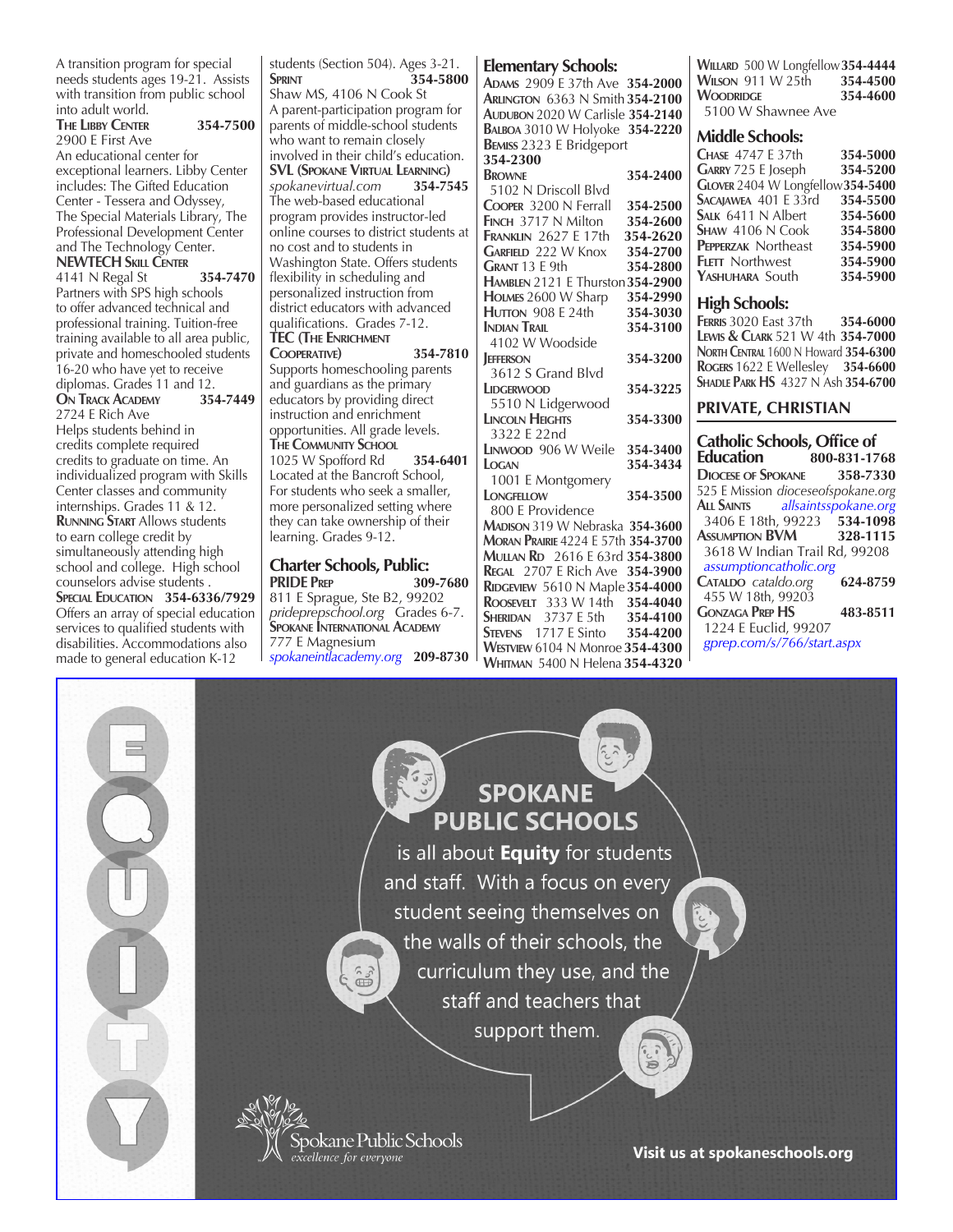A transition program for special needs students ages 19-21. Assists with transition from public school into adult world.

**The Libby Center** 354-7500
2900 E First Ave
An educational center for exceptional learners. Libby Center includes: The Gifted Education Center - Tessera and Odyssey, The Special Materials Library, The Professional Development Center and The Technology Center.

**NEWTECH Skill Center**
4141 N Regal St 354-7470
Partners with SPS high schools to offer advanced technical and professional training. Tuition-free training available to all area public, private and homeschooled students 16-20 who have yet to receive diplomas. Grades 11 and 12.

**On Track Academy** 354-7449
2724 E Rich Ave
Helps students behind in credits complete required credits to graduate on time. An individualized program with Skills Center classes and community internships. Grades 11 & 12.

**Running Start** Allows students to earn college credit by simultaneously attending high school and college. High school counselors advise students .

**Special Education** 354-6336/7929
Offers an array of special education services to qualified students with disabilities. Accommodations also made to general education K-12 students (Section 504). Ages 3-21.

**Sprint** 354-5800
Shaw MS, 4106 N Cook St
A parent-participation program for parents of middle-school students who want to remain closely involved in their child's education.

**SVL (Spokane Virtual Learning)**
*spokanevirtual.com* 354-7545
The web-based educational program provides instructor-led online courses to district students at no cost and to students in Washington State. Offers students flexibility in scheduling and personalized instruction from district educators with advanced qualifications. Grades 7-12.

**TEC (The Enrichment Cooperative)** 354-7810
Supports homeschooling parents and guardians as the primary educators by providing direct instruction and enrichment opportunities. All grade levels.

**The Community School**
1025 W Spofford Rd 354-6401
Located at the Bancroft School, For students who seek a smaller, more personalized setting where they can take ownership of their learning. Grades 9-12.

## Charter Schools, Public:

**PRIDE Prep** 309-7680
811 E Sprague, Ste B2, 99202
*prideprepschool.org* Grades 6-7.

**Spokane International Academy**
777 E Magnesium
*spokaneintlacademy.org* 209-8730

## Elementary Schools:

**Adams** 2909 E 37th Ave 354-2000
**Arlington** 6363 N Smith 354-2100
**Audubon** 2020 W Carlisle 354-2140
**Balboa** 3010 W Holyoke 354-2220
**Bemiss** 2323 E Bridgeport 354-2300
**Browne** 354-2400
5102 N Driscoll Blvd
**Cooper** 3200 N Ferrall 354-2500
**Finch** 3717 N Milton 354-2600
**Franklin** 2627 E 17th 354-2620
**Garfield** 222 W Knox 354-2700
**Grant** 13 E 9th 354-2800
**Hamblen** 2121 E Thurston 354-2900
**Holmes** 2600 W Sharp 354-2990
**Hutton** 908 E 24th 354-3030
**Indian Trail** 354-3100
4102 W Woodside
**Jefferson** 354-3200
3612 S Grand Blvd
**Lidgerwood** 354-3225
5510 N Lidgerwood
**Lincoln Heights** 354-3300
3322 E 22nd
**Linwood** 906 W Weile 354-3400
**Logan** 354-3434
1001 E Montgomery
**Longfellow** 354-3500
800 E Providence
**Madison** 319 W Nebraska 354-3600
**Moran Prairie** 4224 E 57th 354-3700
**Mullan Rd** 2616 E 63rd 354-3800
**Regal** 2707 E Rich Ave 354-3900
**Ridgeview** 5610 N Maple 354-4000
**Roosevelt** 333 W 14th 354-4040
**Sheridan** 3737 E 5th 354-4100
**Stevens** 1717 E Sinto 354-4200
**Westview** 6104 N Monroe 354-4300
**Whitman** 5400 N Helena 354-4320
**Willard** 500 W Longfellow 354-4444
**Wilson** 911 W 25th 354-4500
**Woodridge** 354-4600
5100 W Shawnee Ave

## Middle Schools:

**Chase** 4747 E 37th 354-5000
**Garry** 725 E Joseph 354-5200
**Glover** 2404 W Longfellow 354-5400
**Sacajawea** 401 E 33rd 354-5500
**Salk** 6411 N Albert 354-5600
**Shaw** 4106 N Cook 354-5800
**Pepperzak** Northeast 354-5900
**Flett** Northwest 354-5900
**Yashuhara** South 354-5900

## High Schools:

**Ferris** 3020 East 37th 354-6000
**Lewis & Clark** 521 W 4th 354-7000
**North Central** 1600 N Howard 354-6300
**Rogers** 1622 E Wellesley 354-6600
**Shadle Park HS** 4327 N Ash 354-6700

## PRIVATE, CHRISTIAN

### Catholic Schools, Office of Education 800-831-1768

**Diocese of Spokane** 358-7330
525 E Mission *dioceseofspokane.org*
**All Saints** *allsaintsspokane.org*
3406 E 18th, 99223 534-1098
**Assumption BVM** 328-1115
3618 W Indian Trail Rd, 99208
*assumptioncatholic.org*
**Cataldo** *cataldo.org* 624-8759
455 W 18th, 99203
**Gonzaga Prep HS** 483-8511
1224 E Euclid, 99207
*gprep.com/s/766/start.aspx*

EQUITY

**SPOKANE PUBLIC SCHOOLS** is all about **Equity** for students and staff. With a focus on every student seeing themselves on the walls of their schools, the curriculum they use, and the staff and teachers that support them.

Spokane Public Schools
*excellence for everyone*

**Visit us at spokaneschools.org**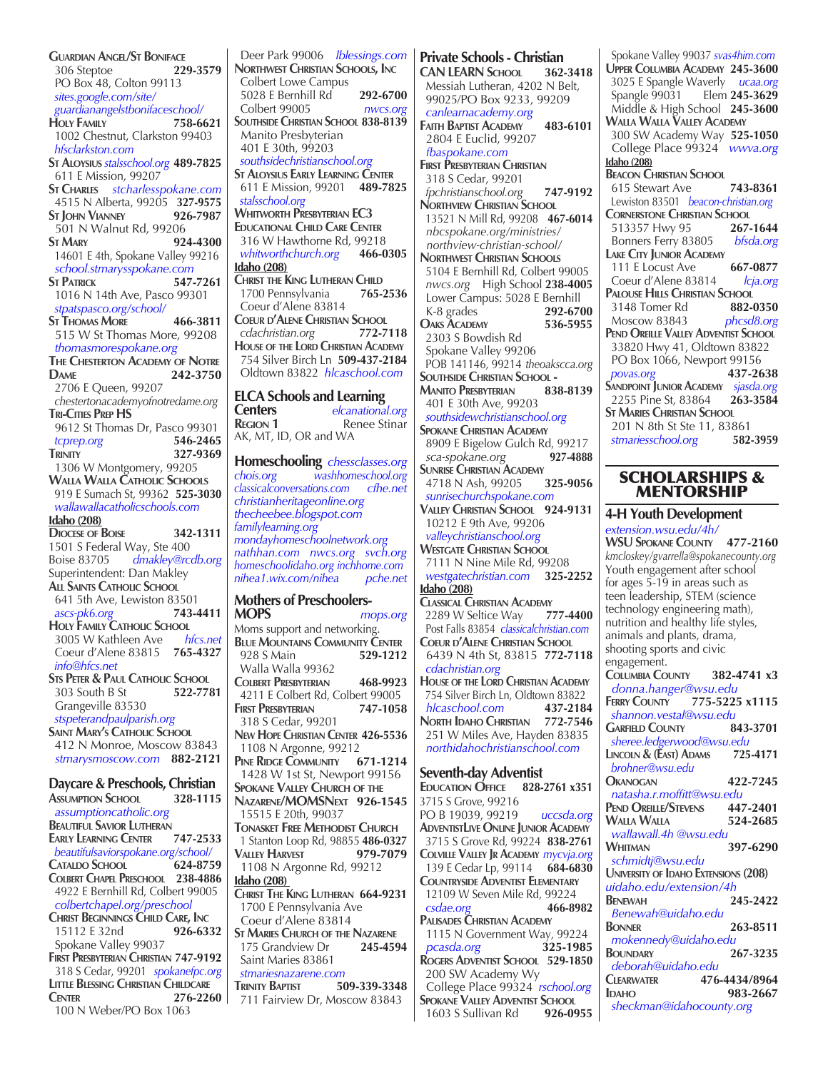**Guardian Angel/St Boniface**
306 Steptoe **229-3579**
PO Box 48, Colton 99113
*sites.google.com/site/guardianangelstbonifaceschool/*

**Holy Family** **758-6621**
1002 Chestnut, Clarkston 99403
*hfsclarkston.com*

**St Aloysius** *stalsschool.org* **489-7825**
611 E Mission, 99207

**St Charles** *stcharlesspokane.com*
4515 N Alberta, 99205 **327-9575**

**St John Vianney** **926-7987**
501 N Walnut Rd, 99206

**St Mary** **924-4300**
14601 E 4th, Spokane Valley 99216
*school.stmarysspokane.com*

**St Patrick** **547-7261**
1016 N 14th Ave, Pasco 99301
*stpatspasco.org/school/*

**St Thomas More** **466-3811**
515 W St Thomas More, 99208
*thomasmorespokane.org*

**The Chesterton Academy of Notre Dame** **242-3750**
2706 E Queen, 99207
*chestertonacademyofnotredame.org*

**Tri-Cities Prep HS**
9612 St Thomas Dr, Pasco 99301
*tcprep.org* **546-2465**

**Trinity** **327-9369**
1306 W Montgomery, 99205

**Walla Walla Catholic Schools**
919 E Sumach St, 99362 **525-3030**
*wallawallacatholicschools.com*

**Idaho (208)**

**Diocese of Boise** **342-1311**
1501 S Federal Way, Ste 400
Boise 83705 *dmakley@rcdb.org*
Superintendent: Dan Makley

**All Saints Catholic School**
641 5th Ave, Lewiston 83501
*ascs-pk6.org* **743-4411**

**Holy Family Catholic School**
3005 W Kathleen Ave *hfcs.net*
Coeur d'Alene 83815 **765-4327**
*info@hfcs.net*

**Sts Peter & Paul Catholic School**
303 South B St **522-7781**
Grangeville 83530
*stspeterandpaulparish.org*

**Saint Mary's Catholic School**
412 N Monroe, Moscow 83843
*stmarysmoscow.com* **882-2121**

## Daycare & Preschools, Christian

**Assumption School** **328-1115**
*assumptioncatholic.org*

**Beautiful Savior Lutheran Early Learning Center** **747-2533**
*beautifulsaviorspokane.org/school/*

**Cataldo School** **624-8759**

**Colbert Chapel Preschool** **238-4886**
4922 E Bernhill Rd, Colbert 99005
*colbertchapel.org/preschool*

**Christ Beginnings Child Care, Inc**
15112 E 32nd **926-6332**
Spokane Valley 99037

**First Presbyterian Christian** **747-9192**
318 S Cedar, 99201 *spokanefpc.org*

**Little Blessing Christian Childcare Center** **276-2260**
100 N Weber/PO Box 1063
Deer Park 99006 *lblessings.com*

**Northwest Christian Schools, Inc**
Colbert Lowe Campus
5028 E Bernhill Rd **292-6700**
Colbert 99005 *nwcs.org*

**Southside Christian School** **838-8139**
Manito Presbyterian
401 E 30th, 99203
*southsidechristianschool.org*

**St Aloysius Early Learning Center**
611 E Mission, 99201 **489-7825**
*stalsschool.org*

**Whitworth Presbyterian EC3 Educational Child Care Center**
316 W Hawthorne Rd, 99218
*whitworthchurch.org* **466-0305**

**Idaho (208)**

**Christ the King Lutheran Child**
1700 Pennsylvania **765-2536**
Coeur d'Alene 83814

**Coeur d'Alene Christian School**
*cdachristian.org* **772-7118**

**House of the Lord Christian Academy**
754 Silver Birch Ln **509-437-2184**
Oldtown 83822 *hlcaschool.com*

## ELCA Schools and Learning Centers

*elcanational.org*

**Region 1** Renee Stinar
AK, MT, ID, OR and WA

## Homeschooling

*chessclasses.org* *chois.org* *washhomeschool.org* *classicalconversations.com* *cfhe.net* *christianheritageonline.org* *thecheebee.blogspot.com* *familylearning.org* *mondayhomeschoolnetwork.org* *nathhan.com* *nwcs.org* *svch.org* *homeschoolidaho.org* *inchhome.com* *nihea1.wix.com/nihea* *pche.net*

## Mothers of Preschoolers-MOPS

*mops.org*

Moms support and networking.

**Blue Mountains Community Center**
928 S Main **529-1212**
Walla Walla 99362

**Colbert Presbyterian** **468-9923**
4211 E Colbert Rd, Colbert 99005

**First Presbyterian** **747-1058**
318 S Cedar, 99201

**New Hope Christian Center** **426-5536**
1108 N Argonne, 99212

**Pine Ridge Community** **671-1214**
1428 W 1st St, Newport 99156

**Spokane Valley Church of the Nazarene/MOMSNext** **926-1545**
15515 E 20th, 99037

**Tonasket Free Methodist Church**
1 Stanton Loop Rd, 98855 **486-0327**

**Valley Harvest** **979-7079**
1108 N Argonne Rd, 99212

**Idaho (208)**

**Christ The King Lutheran** **664-9231**
1700 E Pennsylvania Ave
Coeur d'Alene 83814

**St Maries Church of the Nazarene**
175 Grandview Dr **245-4594**
Saint Maries 83861
*stmariesnazarene.com*

**Trinity Baptist** **509-339-3348**
711 Fairview Dr, Moscow 83843

## Private Schools - Christian

**CAN LEARN School** **362-3418**
Messiah Lutheran, 4202 N Belt, 99025/PO Box 9233, 99209
*canlearnacademy.org*

**Faith Baptist Academy** **483-6101**
2804 E Euclid, 99207
*fbaspokane.com*

**First Presbyterian Christian**
318 S Cedar, 99201
*fpchristianschool.org* **747-9192**

**Northview Christian School**
13521 N Mill Rd, 99208 **467-6014**
*nbcspokane.org/ministries/northview-christian-school/*

**Northwest Christian Schools**
5104 E Bernhill Rd, Colbert 99005
*nwcs.org* High School **238-4005**
Lower Campus: 5028 E Bernhill
K-8 grades **292-6700**

**Oaks Academy** **536-5955**
2303 S Bowdish Rd
Spokane Valley 99206
POB 141146, 99214 *theoakscca.org*

**Southside Christian School - Manito Presbyterian** **838-8139**
401 E 30th Ave, 99203
*southsidewchristianschool.org*

**Spokane Christian Academy**
8909 E Bigelow Gulch Rd, 99217
*sca-spokane.org* **927-4888**

**Sunrise Christian Academy**
4718 N Ash, 99205 **325-9056**
*sunrisechurchspokane.com*

**Valley Christian School** **924-9131**
10212 E 9th Ave, 99206
*valleychristianschool.org*

**Westgate Christian School**
7111 N Nine Mile Rd, 99208
*westgatechristian.com* **325-2252**

**Idaho (208)**

**Classical Christian Academy**
2289 W Seltice Way **777-4400**
Post Falls 83854 *classicalchristian.com*

**Coeur d'Alene Christian School**
6439 N 4th St, 83815 **772-7118**
*cdachristian.org*

**House of the Lord Christian Academy**
754 Silver Birch Ln, Oldtown 83822
*hlcaschool.com* **437-2184**

**North Idaho Christian** **772-7546**
251 W Miles Ave, Hayden 83835
*northidahochristianschool.com*

## Seventh-day Adventist

**Education Office** **828-2761 x351**
3715 S Grove, 99216
PO B 19039, 99219 *uccsda.org*

**AdventistLive Online Junior Academy**
3715 S Grove Rd, 99224 **838-2761**

**Colville Valley Jr Academy** *mycvja.org*
139 E Cedar Lp, 99114 **684-6830**

**Countryside Adventist Elementary**
12109 W Seven Mile Rd, 99224
*csdae.org* **466-8982**

**Palisades Christian Academy**
1115 N Government Way, 99224
*pcasda.org* **325-1985**

**Rogers Adventist School** **529-1850**
200 SW Academy Wy
College Place 99324 *rschool.org*

**Spokane Valley Adventist School**
1603 S Sullivan Rd **926-0955**
Spokane Valley 99037 *svas4him.com*

**Upper Columbia Academy** **245-3600**
3025 E Spangle Waverly *ucaa.org*
Spangle 99031 Elem **245-3629**
Middle & High School **245-3600**

**Walla Walla Valley Academy**
300 SW Academy Way **525-1050**
College Place 99324 *wwva.org*

**Idaho (208)**

**Beacon Christian School**
615 Stewart Ave **743-8361**
Lewiston 83501 *beacon-christian.org*

**Cornerstone Christian School**
513357 Hwy 95 **267-1644**
Bonners Ferry 83805 *bfsda.org*

**Lake City Junior Academy**
111 E Locust Ave **667-0877**
Coeur d'Alene 83814 *lcja.org*

**Palouse Hills Christian School**
3148 Tomer Rd **882-0350**
Moscow 83843 *phcsd8.org*

**Pend Oreille Valley Adventist School**
33820 Hwy 41, Oldtown 83822
PO Box 1066, Newport 99156
*povas.org* **437-2638**

**Sandpoint Junior Academy** *sjasda.org*
2255 Pine St, 83864 **263-3584**

**St Maries Christian School**
201 N 8th St Ste 11, 83861
*stmariesschool.org* **582-3959**

# SCHOLARSHIPS & MENTORSHIP

## 4-H Youth Development

*extension.wsu.edu/4h/*

**WSU Spokane County** **477-2160**
*kmcloskey/gvarrella@spokanecounty.org*
Youth engagement after school for ages 5-19 in areas such as teen leadership, STEM (science technology engineering math), nutrition and healthy life styles, animals and plants, drama, shooting sports and civic engagement.

**Columbia County** **382-4741 x3**
*donna.hanger@wsu.edu*

**Ferry County** **775-5225 x1115**
*shannon.vestal@wsu.edu*

**Garfield County** **843-3701**
*sheree.ledgerwood@wsu.edu*

**Lincoln & (East) Adams** **725-4171**
*brohner@wsu.edu*

**Okanogan** **422-7245**
*natasha.r.moffitt@wsu.edu*

**Pend Oreille/Stevens** **447-2401**

**Walla Walla** **524-2685**
*wallawall.4h @wsu.edu*

**Whitman** **397-6290**
*schmidtj@wsu.edu*

**University of Idaho Extensions (208)**
*uidaho.edu/extension/4h*

**Benewah** **245-2422**
*Benewah@uidaho.edu*

**Bonner** **263-8511**
*mokennedy@uidaho.edu*

**Boundary** **267-3235**
*deborah@uidaho.edu*

**Clearwater** **476-4434/8964**

**Idaho** **983-2667**
*sheckman@idahocounty.org*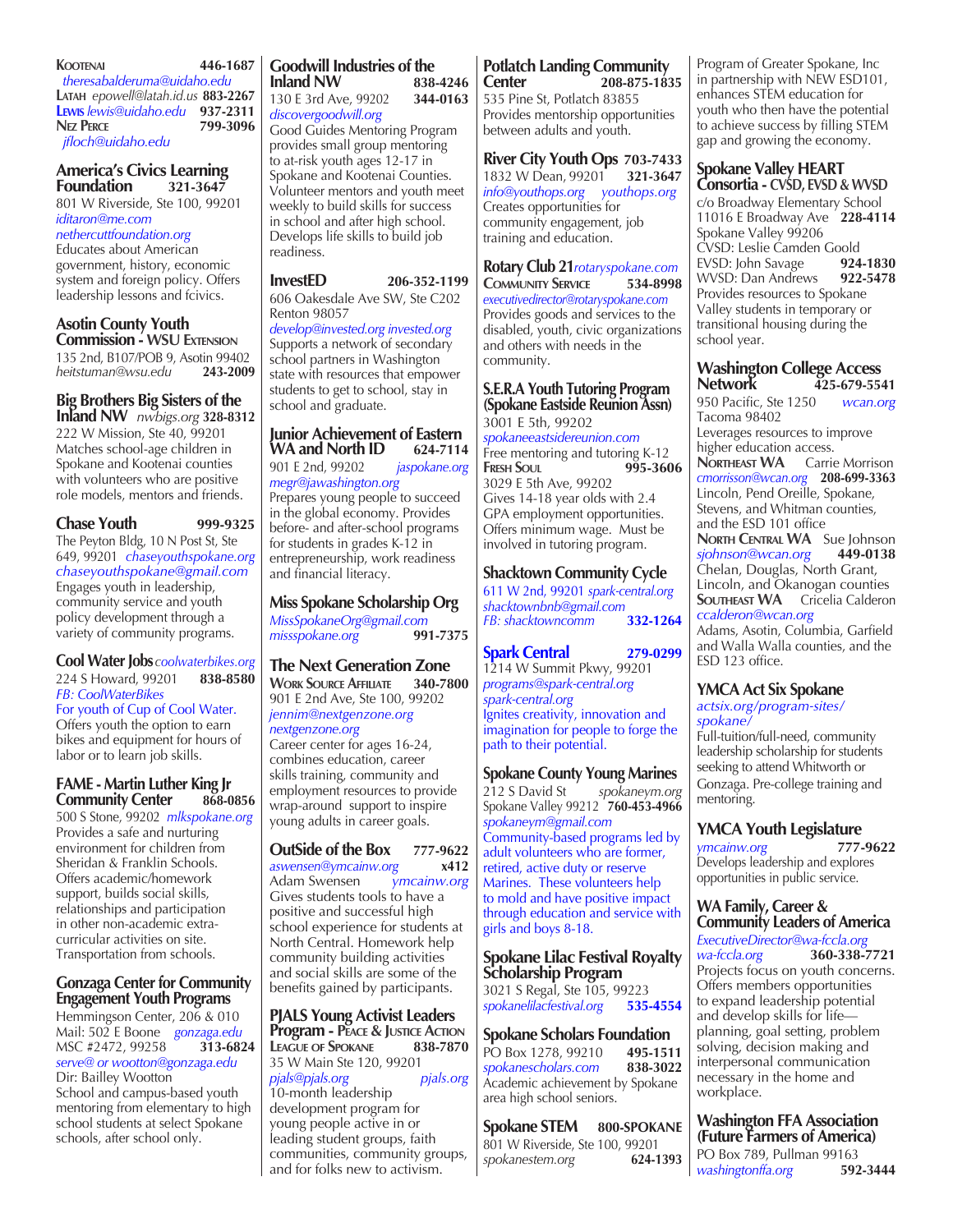**Kootenai** **446-1687**
*theresabalderuma@uidaho.edu*
**Latah** *epowell@latah.id.us* **883-2267**
**Lewis** *lewis@uidaho.edu* **937-2311**
**Nez Perce** **799-3096**
*jfloch@uidaho.edu*

## America's Civics Learning Foundation **321-3647**

801 W Riverside, Ste 100, 99201
*iditaron@me.com*
*nethercuttfoundation.org*
Educates about American government, history, economic system and foreign policy. Offers leadership lessons and fcivics.

## Asotin County Youth Commission - WSU Extension

135 2nd, B107/POB 9, Asotin 99402
*heitstuman@wsu.edu* **243-2009**

## Big Brothers Big Sisters of the Inland NW *nwbigs.org* **328-8312**

222 W Mission, Ste 40, 99201
Matches school-age children in Spokane and Kootenai counties with volunteers who are positive role models, mentors and friends.

## Chase Youth **999-9325**

The Peyton Bldg, 10 N Post St, Ste 649, 99201 *chaseyouthspokane.org*
*chaseyouthspokane@gmail.com*
Engages youth in leadership, community service and youth policy development through a variety of community programs.

## Cool Water Jobs *coolwaterbikes.org*

224 S Howard, 99201 **838-8580**
*FB: CoolWaterBikes*
For youth of Cup of Cool Water.
Offers youth the option to earn bikes and equipment for hours of labor or to learn job skills.

## FAME - Martin Luther King Jr Community Center **868-0856**

500 S Stone, 99202 *mlkspokane.org*
Provides a safe and nurturing environment for children from Sheridan & Franklin Schools. Offers academic/homework support, builds social skills, relationships and participation in other non-academic extra-curricular activities on site. Transportation from schools.

## Gonzaga Center for Community Engagement Youth Programs

Hemmingson Center, 206 & 010
Mail: 502 E Boone *gonzaga.edu*
MSC #2472, 99258 **313-6824**
*serve@ or wootton@gonzaga.edu*
Dir: Bailley Wootton
School and campus-based youth mentoring from elementary to high school students at select Spokane schools, after school only.

## Goodwill Industries of the Inland NW **838-4246**

130 E 3rd Ave, 99202 **344-0163**
*discovergoodwill.org*
Good Guides Mentoring Program provides small group mentoring to at-risk youth ages 12-17 in Spokane and Kootenai Counties. Volunteer mentors and youth meet weekly to build skills for success in school and after high school. Develops life skills to build job readiness.

## InvestED **206-352-1199**

606 Oakesdale Ave SW, Ste C202
Renton 98057
*develop@invested.org invested.org*
Supports a network of secondary school partners in Washington state with resources that empower students to get to school, stay in school and graduate.

## Junior Achievement of Eastern WA and North ID **624-7114**

901 E 2nd, 99202 *jaspokane.org*
*megr@jawashington.org*
Prepares young people to succeed in the global economy. Provides before- and after-school programs for students in grades K-12 in entrepreneurship, work readiness and financial literacy.

## Miss Spokane Scholarship Org

*MissSpokaneOrg@gmail.com*
*missspokane.org* **991-7375**

## The Next Generation Zone

**Work Source Affiliate** **340-7800**
901 E 2nd Ave, Ste 100, 99202
*jennim@nextgenzone.org*
*nextgenzone.org*
Career center for ages 16-24, combines education, career skills training, community and employment resources to provide wrap-around support to inspire young adults in career goals.

## OutSide of the Box **777-9622**

*aswensen@ymcainw.org* **x412**
Adam Swensen *ymcainw.org*
Gives students tools to have a positive and successful high school experience for students at North Central. Homework help community building activities and social skills are some of the benefits gained by participants.

## PJALS Young Activist Leaders Program - Peace & Justice Action League of Spokane **838-7870**

35 W Main Ste 120, 99201
*pjals@pjals.org* *pjals.org*
10-month leadership development program for young people active in or leading student groups, faith communities, community groups, and for folks new to activism.

## Potlatch Landing Community Center **208-875-1835**

535 Pine St, Potlatch 83855
Provides mentorship opportunities between adults and youth.

## River City Youth Ops **703-7433**

1832 W Dean, 99201 **321-3647**
*info@youthops.org* *youthops.org*
Creates opportunities for community engagement, job training and education.

## Rotary Club 21 *rotaryspokane.com*

**Community Service** **534-8998**
*executivedirector@rotaryspokane.com*
Provides goods and services to the disabled, youth, civic organizations and others with needs in the community.

## S.E.R.A Youth Tutoring Program (Spokane Eastside Reunion Assn)

3001 E 5th, 99202
*spokaneeastsidereunion.com*
Free mentoring and tutoring K-12
**Fresh Soul** **995-3606**
3029 E 5th Ave, 99202
Gives 14-18 year olds with 2.4 GPA employment opportunities. Offers minimum wage. Must be involved in tutoring program.

## Shacktown Community Cycle

611 W 2nd, 99201 *spark-central.org*
*shacktownbnb@gmail.com*
*FB: shacktowncomm* **332-1264**

## Spark Central **279-0299**

1214 W Summit Pkwy, 99201
*programs@spark-central.org*
*spark-central.org*
Ignites creativity, innovation and imagination for people to forge the path to their potential.

## Spokane County Young Marines

212 S David St *spokaneym.org*
Spokane Valley 99212 **760-453-4966**
*spokaneym@gmail.com*
Community-based programs led by adult volunteers who are former, retired, active duty or reserve Marines. These volunteers help to mold and have positive impact through education and service with girls and boys 8-18.

## Spokane Lilac Festival Royalty Scholarship Program

3021 S Regal, Ste 105, 99223
*spokanelilacfestival.org* **535-4554**

## Spokane Scholars Foundation

PO Box 1278, 99210 **495-1511**
*spokanescholars.com* **838-3022**
Academic achievement by Spokane area high school seniors.

## Spokane STEM **800-SPOKANE**

801 W Riverside, Ste 100, 99201
*spokanestem.org* **624-1393**
Program of Greater Spokane, Inc in partnership with NEW ESD101, enhances STEM education for youth who then have the potential to achieve success by filling STEM gap and growing the economy.

## Spokane Valley HEART Consortia - CVSD, EVSD & WVSD

c/o Broadway Elementary School
11016 E Broadway Ave **228-4114**
Spokane Valley 99206
CVSD: Leslie Camden Goold
EVSD: John Savage **924-1830**
WVSD: Dan Andrews **922-5478**
Provides resources to Spokane Valley students in temporary or transitional housing during the school year.

## Washington College Access Network **425-679-5541**

950 Pacific, Ste 1250 *wcan.org*
Tacoma 98402
Leverages resources to improve higher education access.
**Northeast WA** Carrie Morrison
*cmorrisson@wcan.org* **208-699-3363**
Lincoln, Pend Oreille, Spokane, Stevens, and Whitman counties, and the ESD 101 office
**North Central WA** Sue Johnson
*sjohnson@wcan.org* **449-0138**
Chelan, Douglas, North Grant, Lincoln, and Okanogan counties
**Southeast WA** Cricelia Calderon
*ccalderon@wcan.org*
Adams, Asotin, Columbia, Garfield and Walla Walla counties, and the ESD 123 office.

## YMCA Act Six Spokane

*actsix.org/program-sites/spokane/*
Full-tuition/full-need, community leadership scholarship for students seeking to attend Whitworth or Gonzaga. Pre-college training and mentoring.

## YMCA Youth Legislature

*ymcainw.org* **777-9622**
Develops leadership and explores opportunities in public service.

## WA Family, Career & Community Leaders of America

*ExecutiveDirector@wa-fccla.org*
*wa-fccla.org* **360-338-7721**
Projects focus on youth concerns. Offers members opportunities to expand leadership potential and develop skills for life—planning, goal setting, problem solving, decision making and interpersonal communication necessary in the home and workplace.

## Washington FFA Association (Future Farmers of America)

PO Box 789, Pullman 99163
*washingtonffa.org* **592-3444**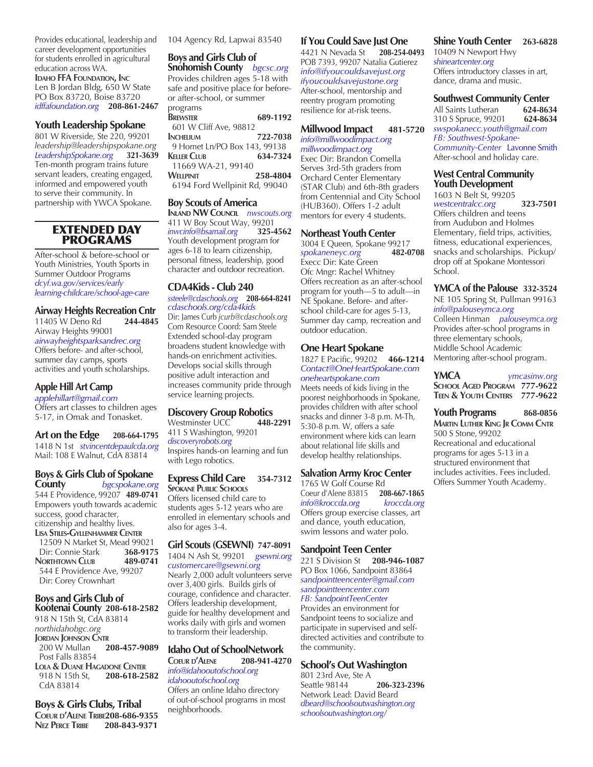Provides educational, leadership and career development opportunities for students enrolled in agricultural education across WA.

**Idaho FFA Foundation, Inc**
Len B Jordan Bldg, 650 W State
PO Box 83720, Boise 83720
*idffafoundation.org* **208-861-2467**

### Youth Leadership Spokane

801 W Riverside, Ste 220, 99201
*leadership@leadershipspokane.org*
*LeadershipSpokane.org* **321-3639**
Ten-month program trains future servant leaders, creating engaged, informed and empowered youth to serve their community. In partnership with YWCA Spokane.

## EXTENDED DAY PROGRAMS

After-school & before-school or Youth Ministries, Youth Sports in Summer Outdoor Programs
*dcyf.wa.gov/services/early learning-childcare/school-age-care*

### Airway Heights Recreation Cntr

11405 W Deno Rd **244-4845**
Airway Heights 99001
*airwayheightsparksandrec.org*
Offers before- and after-school, summer day camps, sports activities and youth scholarships.

### Apple Hill Art Camp

*applehillart@gmail.com*
Offers art classes to children ages 5-17, in Omak and Tonasket.

### Art on the Edge **208-664-1795**

1418 N 1st *stvincentdepaulcda.org*
Mail: 108 E Walnut, CdA 83814

### Boys & Girls Club of Spokane County *bgcspokane.org*

544 E Providence, 99207 **489-0741**
Empowers youth towards academic success, good character, citizenship and healthy lives.

**Lisa Stiles-Gyllenhammer Center**
12509 N Market St, Mead 99021
Dir: Connie Stark **368-9175**

**Northtown Club** **489-0741**
544 E Providence Ave, 99207
Dir: Corey Crownhart

### Boys and Girls Club of Kootenai County **208-618-2582**

918 N 15th St, CdA 83814
*northidahobgc.org*

**Jordan Johnson Cntr**
200 W Mullan **208-457-9089**
Post Falls 83854

**Lola & Duane Hagadone Center**
918 N 15th St, **208-618-2582**
CdA 83814

### Boys & Girls Clubs, Tribal

**Coeur d'Alene Tribe** **208-686-9355**
**Nez Perce Tribe** **208-843-9371**
104 Agency Rd, Lapwai 83540

### Boys and Girls Club of Snohomish County *bgcsc.org*

Provides children ages 5-18 with safe and positive place for before- or after-school, or summer programs

**Brewster** **689-1192**
601 W Cliff Ave, 98812

**Inchelium** **722-7038**
9 Hornet Ln/PO Box 143, 99138

**Keller Club** **634-7324**
11669 WA-21, 99140

**Wellpinit** **258-4804**
6194 Ford Wellpinit Rd, 99040

### Boy Scouts of America

**Inland NW Council** *nwscouts.org*
411 W Boy Scout Way, 99201
*inwcinfo@bsamail.org* **325-4562**
Youth development program for ages 6-18 to learn citizenship, personal fitness, leadership, good character and outdoor recreation.

### CDA4Kids - Club 240

*ssteele@cdaschools.org* **208-664-8241**
*cdaschools.org/cda4kids*
Dir: James Curb *jcurb@cdaschools.org*
Com Resource Coord: Sam Steele
Extended school-day program broadens student knowledge with hands-on enrichment activities. Develops social skills through positive adult interaction and increases community pride through service learning projects.

### Discovery Group Robotics

Westminster UCC **448-2291**
411 S Washington, 99201
*discoveryrobots.org*
Inspires hands-on learning and fun with Lego robotics.

### Express Child Care **354-7312**

**Spokane Public Schools**
Offers licensed child care to students ages 5-12 years who are enrolled in elementary schools and also for ages 3-4.

### Girl Scouts (GSEWNI) **747-8091**

1404 N Ash St, 99201 *gsewni.org*
*customercare@gsewni.org*
Nearly 2,000 adult volunteers serve over 3,400 girls. Builds girls of courage, confidence and character. Offers leadership development, guide for healthy development and works daily with girls and women to transform their leadership.

### Idaho Out of SchoolNetwork

**Coeur d'Alene** **208-941-4270**
*info@idahooutofschool.org*
*idahooutofschool.org*
Offers an online Idaho directory of out-of-school programs in most neighborhoods.

### If You Could Save Just One

4421 N Nevada St **208-254-0493**
POB 7393, 99207 Natalia Gutierez
*info@ifyoucouldsavejust.org*
*ifyoucouldsavejustone.org*
After-school, mentorship and reentry program promoting resilience for at-risk teens.

### Millwood Impact **481-5720**

*info@millwoodimpact.org*
*millwoodimpact.org*
Exec Dir: Brandon Comella
Serves 3rd-5th graders from Orchard Center Elementary (STAR Club) and 6th-8th graders from Centennial and City School (HUB360). Offers 1-2 adult mentors for every 4 students.

### Northeast Youth Center

3004 E Queen, Spokane 99217
*spokaneneyc.org* **482-0708**
Execc Dir: Kate Green
Ofc Mngr: Rachel Whitney
Offers recreation as an after-school program for youth—5 to adult—in NE Spokane. Before- and after-school child-care for ages 5-13, Summer day camp, recreation and outdoor education.

### One Heart Spokane

1827 E Pacific, 99202 **466-1214**
*Contact@OneHeartSpokane.com*
*oneheartspokane.com*
Meets needs of kids living in the poorest neighborhoods in Spokane, provides children with after school snacks and dinner 3-8 p.m. M-Th, 5:30-8 p.m. W, offers a safe environment where kids can learn about relational life skills and develop healthy relationships.

### Salvation Army Kroc Center

1765 W Golf Course Rd
Coeur d'Alene 83815 **208-667-1865**
*info@kroccda.org* *kroccda.org*
Offers group exercise classes, art and dance, youth education, swim lessons and water polo.

### Sandpoint Teen Center

221 S Division St **208-946-1087**
PO Box 1066, Sandpoint 83864
*sandpointteencenter@gmail.com*
*sandpointteencenter.com*
*FB: SandpointTeenCenter*
Provides an environment for Sandpoint teens to socialize and participate in supervised and self-directed activities and contribute to the community.

### School's Out Washington

801 23rd Ave, Ste A
Seattle 98144 **206-323-2396**
Network Lead: David Beard
*dbeard@schoolsoutwashington.org*
*schoolsoutwashington.org/*

### Shine Youth Center **263-6828**

10409 N Newport Hwy
*shineartcenter.org*
Offers introductory classes in art, dance, drama and music.

### Southwest Community Center

All Saints Lutheran **624-8634**
310 S Spruce, 99201 **624-8634**
*swspokanecc.youth@gmail.com*
*FB: Southwest-Spokane-Community-Center* Lavonne Smith
After-school and holiday care.

### West Central Community Youth Development

1603 N Belt St, 99205
*westcentralcc.org* **323-7501**
Offers children and teens from Audubon and Holmes Elementary, field trips, activities, fitness, educational experiences, snacks and scholarships. Pickup/drop off at Spokane Montessori School.

### YMCA of the Palouse **332-3524**

NE 105 Spring St, Pullman 99163
*info@palouseymca.org*
Colleen Hinman *palouseymca.org*
Provides after-school programs in three elementary schools, Middle School Academic Mentoring after-school program.

### YMCA *ymcasinw.org*

**School Aged Program** **777-9622**
**Teen & Youth Centers** **777-9622**

### Youth Programs **868-0856**

**Martin Luther King Jr Comm Cntr**
500 S Stone, 99202
Recreational and educational programs for ages 5-13 in a structured environment that includes activities. Fees included. Offers Summer Youth Academy.